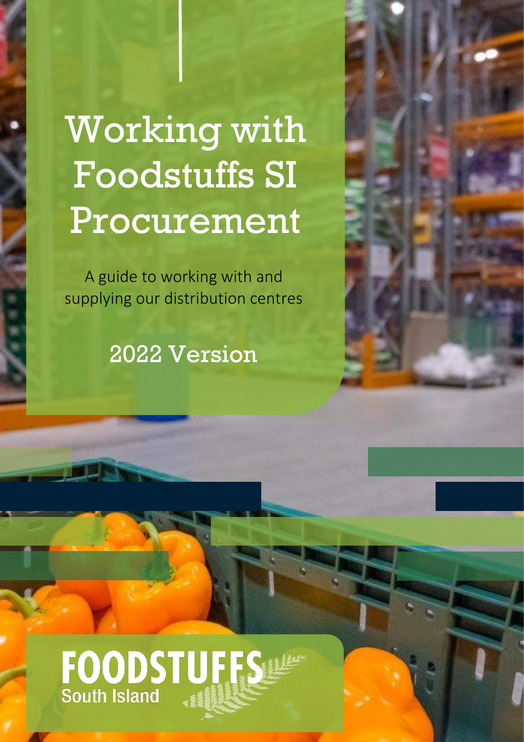# Working with Foodstuffs SI Procurement

A guide to working with and supplying our distribution centres

2022 Version

FOODSTUFFS
South Island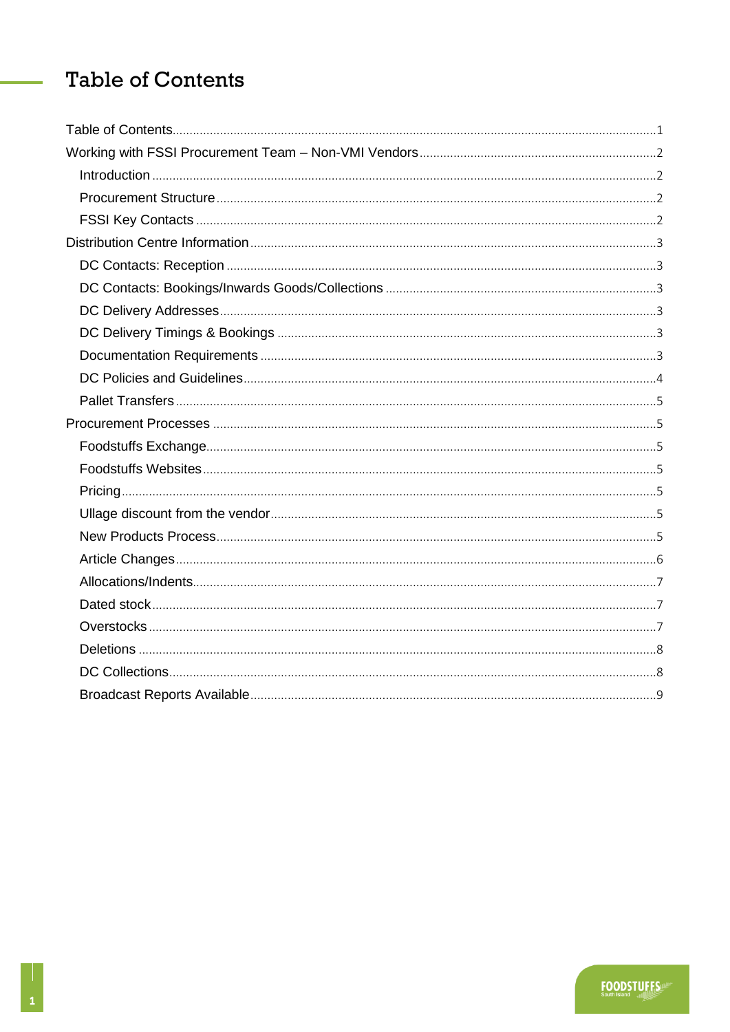# Table of Contents

- Table of Contents ..... 1
- Working with FSSI Procurement Team – Non-VMI Vendors ..... 2
  - Introduction ..... 2
  - Procurement Structure ..... 2
  - FSSI Key Contacts ..... 2
- Distribution Centre Information ..... 3
  - DC Contacts: Reception ..... 3
  - DC Contacts: Bookings/Inwards Goods/Collections ..... 3
  - DC Delivery Addresses ..... 3
  - DC Delivery Timings & Bookings ..... 3
  - Documentation Requirements ..... 3
  - DC Policies and Guidelines ..... 4
  - Pallet Transfers ..... 5
- Procurement Processes ..... 5
  - Foodstuffs Exchange ..... 5
  - Foodstuffs Websites ..... 5
  - Pricing ..... 5
  - Ullage discount from the vendor ..... 5
  - New Products Process ..... 5
  - Article Changes ..... 6
  - Allocations/Indents ..... 7
  - Dated stock ..... 7
  - Overstocks ..... 7
  - Deletions ..... 8
  - DC Collections ..... 8
  - Broadcast Reports Available ..... 9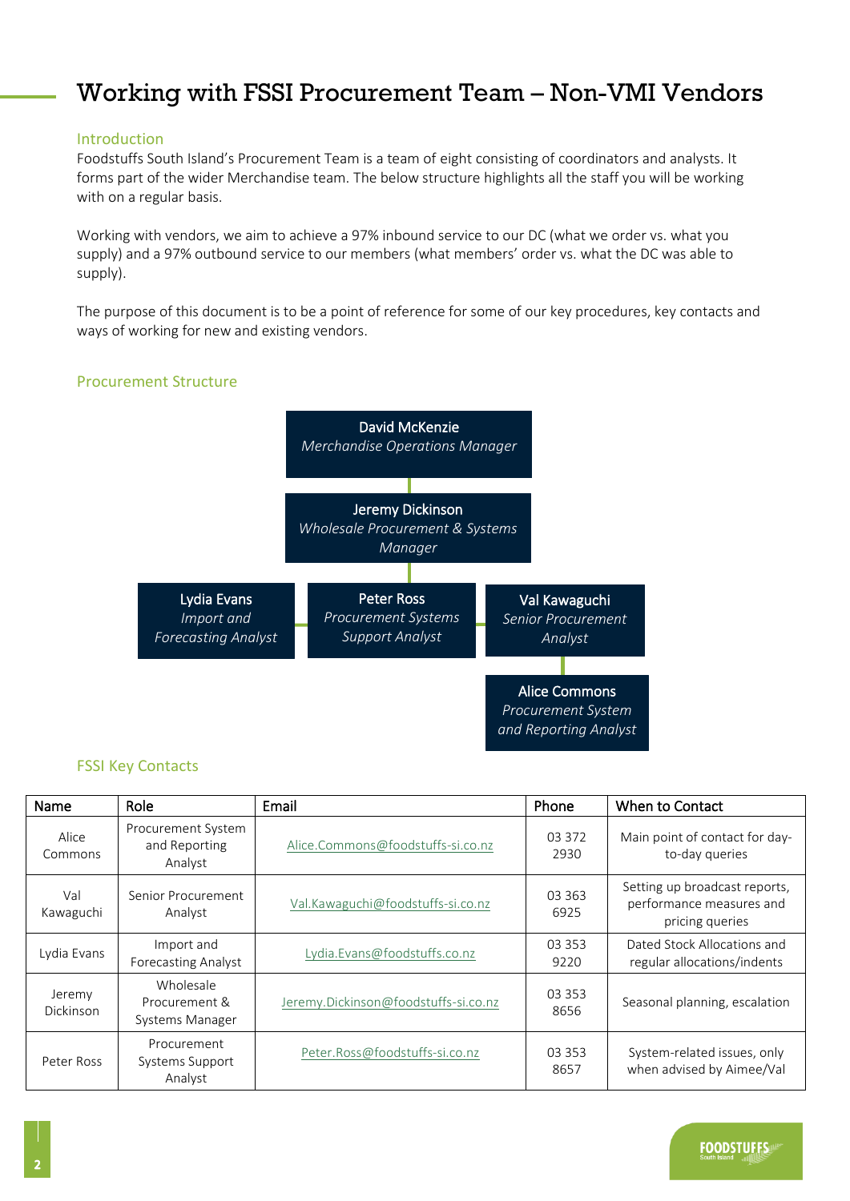# Working with FSSI Procurement Team – Non-VMI Vendors

## Introduction

Foodstuffs South Island's Procurement Team is a team of eight consisting of coordinators and analysts. It forms part of the wider Merchandise team. The below structure highlights all the staff you will be working with on a regular basis.

Working with vendors, we aim to achieve a 97% inbound service to our DC (what we order vs. what you supply) and a 97% outbound service to our members (what members' order vs. what the DC was able to supply).

The purpose of this document is to be a point of reference for some of our key procedures, key contacts and ways of working for new and existing vendors.

## Procurement Structure

- **David McKenzie** – *Merchandise Operations Manager*
  - **Jeremy Dickinson** – *Wholesale Procurement & Systems Manager*
    - **Lydia Evans** – *Import and Forecasting Analyst*
    - **Peter Ross** – *Procurement Systems Support Analyst*
    - **Val Kawaguchi** – *Senior Procurement Analyst*
      - **Alice Commons** – *Procurement System and Reporting Analyst*

## FSSI Key Contacts

| Name | Role | Email | Phone | When to Contact |
|---|---|---|---|---|
| Alice Commons | Procurement System and Reporting Analyst | Alice.Commons@foodstuffs-si.co.nz | 03 372 2930 | Main point of contact for day-to-day queries |
| Val Kawaguchi | Senior Procurement Analyst | Val.Kawaguchi@foodstuffs-si.co.nz | 03 363 6925 | Setting up broadcast reports, performance measures and pricing queries |
| Lydia Evans | Import and Forecasting Analyst | Lydia.Evans@foodstuffs.co.nz | 03 353 9220 | Dated Stock Allocations and regular allocations/indents |
| Jeremy Dickinson | Wholesale Procurement & Systems Manager | Jeremy.Dickinson@foodstuffs-si.co.nz | 03 353 8656 | Seasonal planning, escalation |
| Peter Ross | Procurement Systems Support Analyst | Peter.Ross@foodstuffs-si.co.nz | 03 353 8657 | System-related issues, only when advised by Aimee/Val |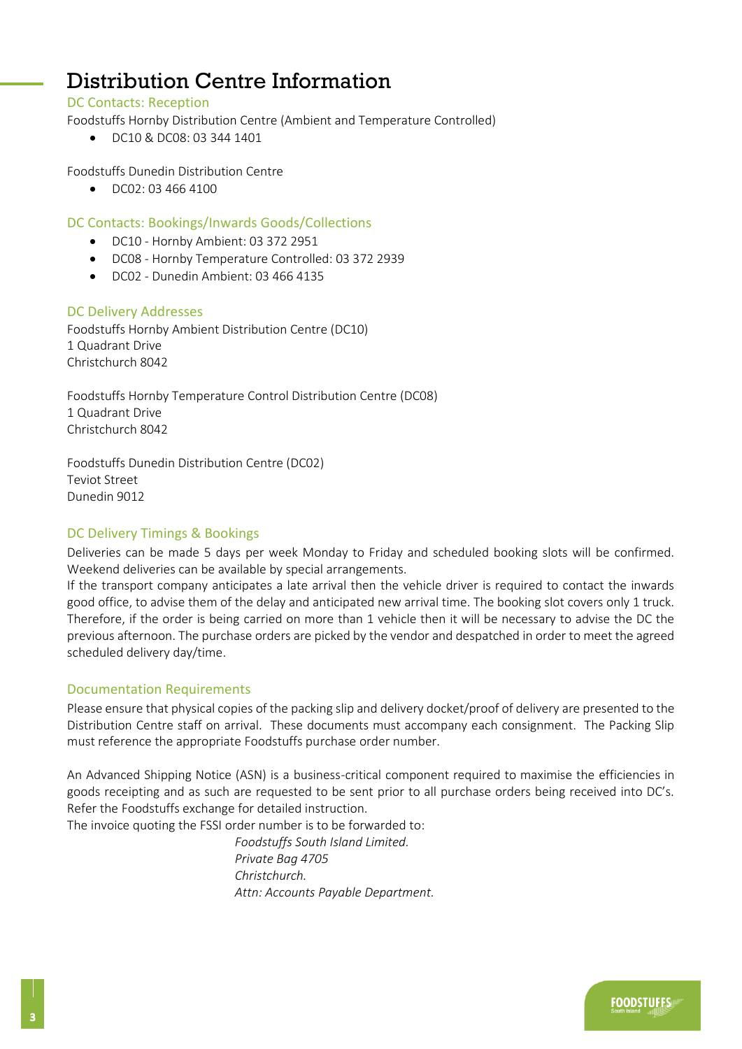# Distribution Centre Information

## DC Contacts: Reception

Foodstuffs Hornby Distribution Centre (Ambient and Temperature Controlled)

- DC10 & DC08: 03 344 1401

Foodstuffs Dunedin Distribution Centre

- DC02: 03 466 4100

## DC Contacts: Bookings/Inwards Goods/Collections

- DC10 - Hornby Ambient: 03 372 2951
- DC08 - Hornby Temperature Controlled: 03 372 2939
- DC02 - Dunedin Ambient: 03 466 4135

## DC Delivery Addresses

Foodstuffs Hornby Ambient Distribution Centre (DC10)
1 Quadrant Drive
Christchurch 8042

Foodstuffs Hornby Temperature Control Distribution Centre (DC08)
1 Quadrant Drive
Christchurch 8042

Foodstuffs Dunedin Distribution Centre (DC02)
Teviot Street
Dunedin 9012

## DC Delivery Timings & Bookings

Deliveries can be made 5 days per week Monday to Friday and scheduled booking slots will be confirmed. Weekend deliveries can be available by special arrangements.
If the transport company anticipates a late arrival then the vehicle driver is required to contact the inwards good office, to advise them of the delay and anticipated new arrival time. The booking slot covers only 1 truck. Therefore, if the order is being carried on more than 1 vehicle then it will be necessary to advise the DC the previous afternoon. The purchase orders are picked by the vendor and despatched in order to meet the agreed scheduled delivery day/time.

## Documentation Requirements

Please ensure that physical copies of the packing slip and delivery docket/proof of delivery are presented to the Distribution Centre staff on arrival. These documents must accompany each consignment. The Packing Slip must reference the appropriate Foodstuffs purchase order number.

An Advanced Shipping Notice (ASN) is a business-critical component required to maximise the efficiencies in goods receipting and as such are requested to be sent prior to all purchase orders being received into DC's. Refer the Foodstuffs exchange for detailed instruction.
The invoice quoting the FSSI order number is to be forwarded to:

*Foodstuffs South Island Limited.*
*Private Bag 4705*
*Christchurch.*
*Attn: Accounts Payable Department.*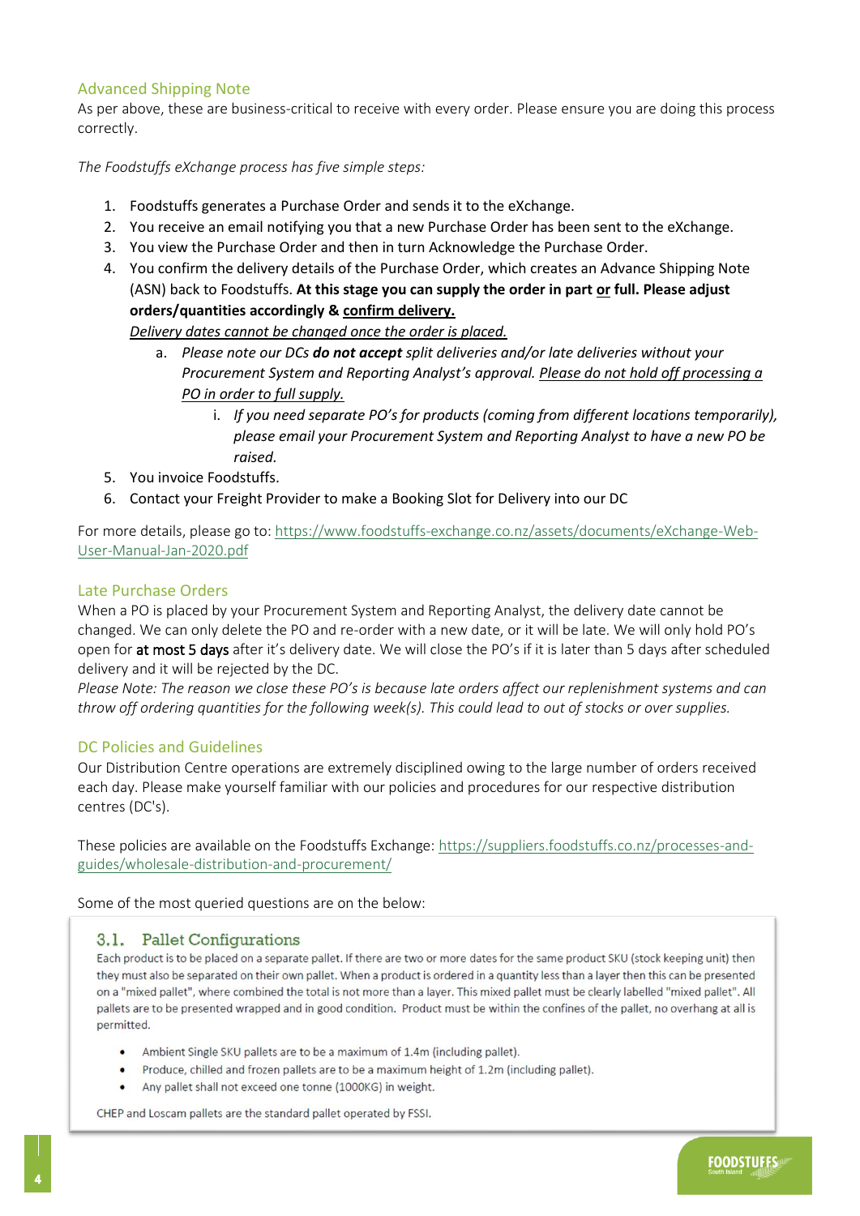## Advanced Shipping Note

As per above, these are business-critical to receive with every order. Please ensure you are doing this process correctly.

*The Foodstuffs eXchange process has five simple steps:*

1. Foodstuffs generates a Purchase Order and sends it to the eXchange.
2. You receive an email notifying you that a new Purchase Order has been sent to the eXchange.
3. You view the Purchase Order and then in turn Acknowledge the Purchase Order.
4. You confirm the delivery details of the Purchase Order, which creates an Advance Shipping Note (ASN) back to Foodstuffs. **At this stage you can supply the order in part <u>or</u> full. Please adjust orders/quantities accordingly & <u>confirm delivery.</u>**
   <u>*Delivery dates cannot be changed once the order is placed.*</u>
   a. *Please note our DCs **do not accept** split deliveries and/or late deliveries without your Procurement System and Reporting Analyst's approval. <u>Please do not hold off processing a PO in order to full supply.</u>*
      i. *If you need separate PO's for products (coming from different locations temporarily), please email your Procurement System and Reporting Analyst to have a new PO be raised.*
5. You invoice Foodstuffs.
6. Contact your Freight Provider to make a Booking Slot for Delivery into our DC

For more details, please go to: https://www.foodstuffs-exchange.co.nz/assets/documents/eXchange-Web-User-Manual-Jan-2020.pdf

## Late Purchase Orders

When a PO is placed by your Procurement System and Reporting Analyst, the delivery date cannot be changed. We can only delete the PO and re-order with a new date, or it will be late. We will only hold PO's open for at most 5 days after it's delivery date. We will close the PO's if it is later than 5 days after scheduled delivery and it will be rejected by the DC.

*Please Note: The reason we close these PO's is because late orders affect our replenishment systems and can throw off ordering quantities for the following week(s). This could lead to out of stocks or over supplies.*

## DC Policies and Guidelines

Our Distribution Centre operations are extremely disciplined owing to the large number of orders received each day. Please make yourself familiar with our policies and procedures for our respective distribution centres (DC's).

These policies are available on the Foodstuffs Exchange: https://suppliers.foodstuffs.co.nz/processes-and-guides/wholesale-distribution-and-procurement/

Some of the most queried questions are on the below:

### 3.1. Pallet Configurations

Each product is to be placed on a separate pallet. If there are two or more dates for the same product SKU (stock keeping unit) then they must also be separated on their own pallet. When a product is ordered in a quantity less than a layer then this can be presented on a "mixed pallet", where combined the total is not more than a layer. This mixed pallet must be clearly labelled "mixed pallet". All pallets are to be presented wrapped and in good condition. Product must be within the confines of the pallet, no overhang at all is permitted.

- Ambient Single SKU pallets are to be a maximum of 1.4m (including pallet).
- Produce, chilled and frozen pallets are to be a maximum height of 1.2m (including pallet).
- Any pallet shall not exceed one tonne (1000KG) in weight.

CHEP and Loscam pallets are the standard pallet operated by FSSI.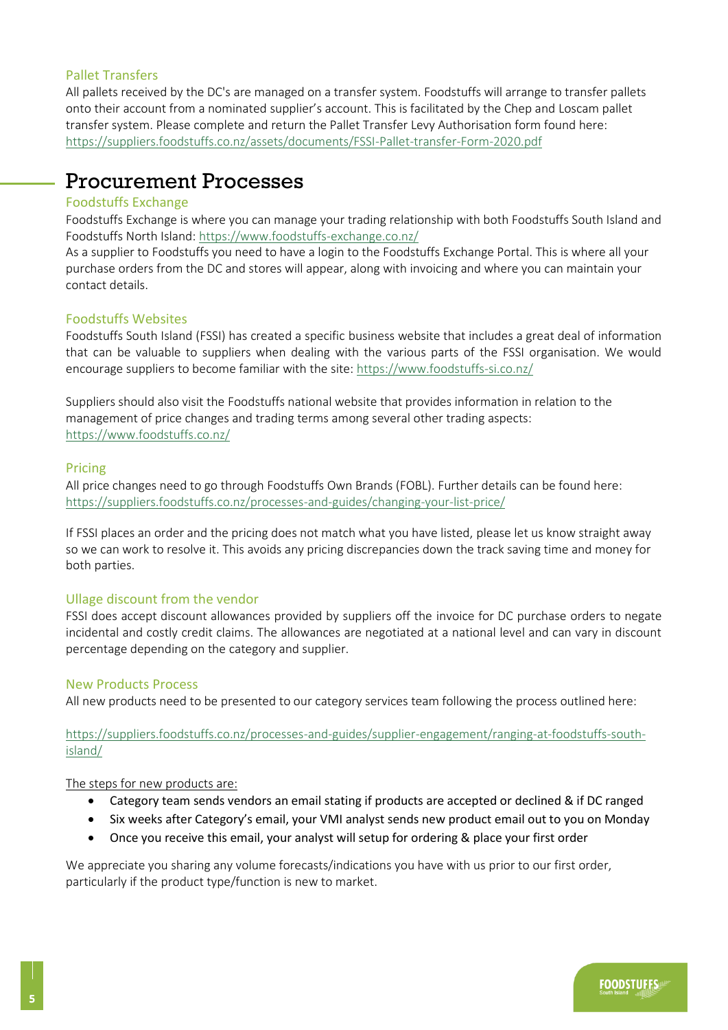### Pallet Transfers

All pallets received by the DC's are managed on a transfer system. Foodstuffs will arrange to transfer pallets onto their account from a nominated supplier's account. This is facilitated by the Chep and Loscam pallet transfer system. Please complete and return the Pallet Transfer Levy Authorisation form found here: https://suppliers.foodstuffs.co.nz/assets/documents/FSSI-Pallet-transfer-Form-2020.pdf

## Procurement Processes

### Foodstuffs Exchange

Foodstuffs Exchange is where you can manage your trading relationship with both Foodstuffs South Island and Foodstuffs North Island: https://www.foodstuffs-exchange.co.nz/

As a supplier to Foodstuffs you need to have a login to the Foodstuffs Exchange Portal. This is where all your purchase orders from the DC and stores will appear, along with invoicing and where you can maintain your contact details.

### Foodstuffs Websites

Foodstuffs South Island (FSSI) has created a specific business website that includes a great deal of information that can be valuable to suppliers when dealing with the various parts of the FSSI organisation. We would encourage suppliers to become familiar with the site: https://www.foodstuffs-si.co.nz/

Suppliers should also visit the Foodstuffs national website that provides information in relation to the management of price changes and trading terms among several other trading aspects: https://www.foodstuffs.co.nz/

### Pricing

All price changes need to go through Foodstuffs Own Brands (FOBL). Further details can be found here: https://suppliers.foodstuffs.co.nz/processes-and-guides/changing-your-list-price/

If FSSI places an order and the pricing does not match what you have listed, please let us know straight away so we can work to resolve it. This avoids any pricing discrepancies down the track saving time and money for both parties.

### Ullage discount from the vendor

FSSI does accept discount allowances provided by suppliers off the invoice for DC purchase orders to negate incidental and costly credit claims. The allowances are negotiated at a national level and can vary in discount percentage depending on the category and supplier.

### New Products Process

All new products need to be presented to our category services team following the process outlined here:

https://suppliers.foodstuffs.co.nz/processes-and-guides/supplier-engagement/ranging-at-foodstuffs-south-island/

The steps for new products are:

- Category team sends vendors an email stating if products are accepted or declined & if DC ranged
- Six weeks after Category's email, your VMI analyst sends new product email out to you on Monday
- Once you receive this email, your analyst will setup for ordering & place your first order

We appreciate you sharing any volume forecasts/indications you have with us prior to our first order, particularly if the product type/function is new to market.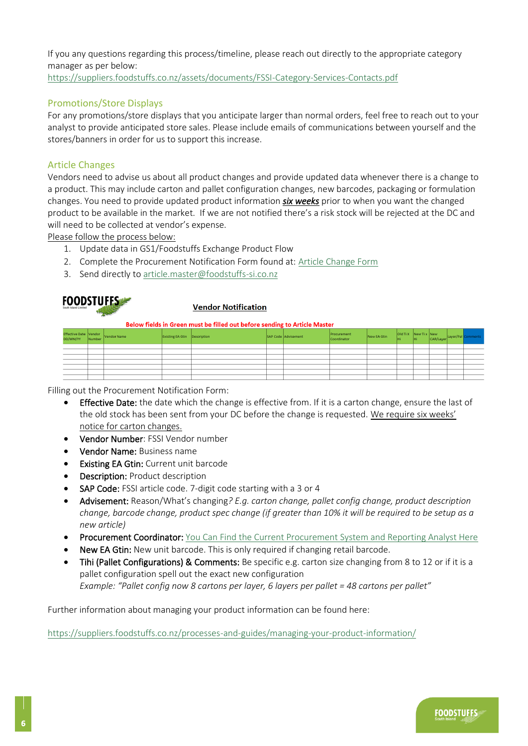If you any questions regarding this process/timeline, please reach out directly to the appropriate category manager as per below:
https://suppliers.foodstuffs.co.nz/assets/documents/FSSI-Category-Services-Contacts.pdf

## Promotions/Store Displays

For any promotions/store displays that you anticipate larger than normal orders, feel free to reach out to your analyst to provide anticipated store sales. Please include emails of communications between yourself and the stores/banners in order for us to support this increase.

## Article Changes

Vendors need to advise us about all product changes and provide updated data whenever there is a change to a product. This may include carton and pallet configuration changes, new barcodes, packaging or formulation changes. You need to provide updated product information ***six weeks*** prior to when you want the changed product to be available in the market. If we are not notified there's a risk stock will be rejected at the DC and will need to be collected at vendor's expense.

Please follow the process below:

1. Update data in GS1/Foodstuffs Exchange Product Flow
2. Complete the Procurement Notification Form found at: Article Change Form
3. Send directly to article.master@foodstuffs-si.co.nz

FOODSTUFFS South Island Limited

**Vendor Notification**

**Below fields in Green must be filled out before sending to Article Master**

| Effective Date DD/MM/YY | Vendor Number | Vendor Name | Existing EA Gtin | Description | SAP Code | Advisement | Procurement Coordinator | New EA Gtin | Old Ti X Hi | New Ti x Hi | New CAR/Layer | Layer/Pal | Comments |
|---|---|---|---|---|---|---|---|---|---|---|---|---|---|
| | | | | | | | | | | | | | |
| | | | | | | | | | | | | | |
| | | | | | | | | | | | | | |
| | | | | | | | | | | | | | |
| | | | | | | | | | | | | | |
| | | | | | | | | | | | | | |
| | | | | | | | | | | | | | |

Filling out the Procurement Notification Form:

- **Effective Date:** the date which the change is effective from. If it is a carton change, ensure the last of the old stock has been sent from your DC before the change is requested. We require six weeks' notice for carton changes.
- **Vendor Number**: FSSI Vendor number
- **Vendor Name:** Business name
- **Existing EA Gtin:** Current unit barcode
- **Description:** Product description
- **SAP Code:** FSSI article code. 7-digit code starting with a 3 or 4
- **Advisement:** Reason/What's changing*? E.g. carton change, pallet config change, product description change, barcode change, product spec change (if greater than 10% it will be required to be setup as a new article)*
- **Procurement Coordinator:** You Can Find the Current Procurement System and Reporting Analyst Here
- **New EA Gtin:** New unit barcode. This is only required if changing retail barcode.
- **Tihi (Pallet Configurations) & Comments:** Be specific e.g. carton size changing from 8 to 12 or if it is a pallet configuration spell out the exact new configuration
  *Example: "Pallet config now 8 cartons per layer, 6 layers per pallet = 48 cartons per pallet"*

Further information about managing your product information can be found here:

https://suppliers.foodstuffs.co.nz/processes-and-guides/managing-your-product-information/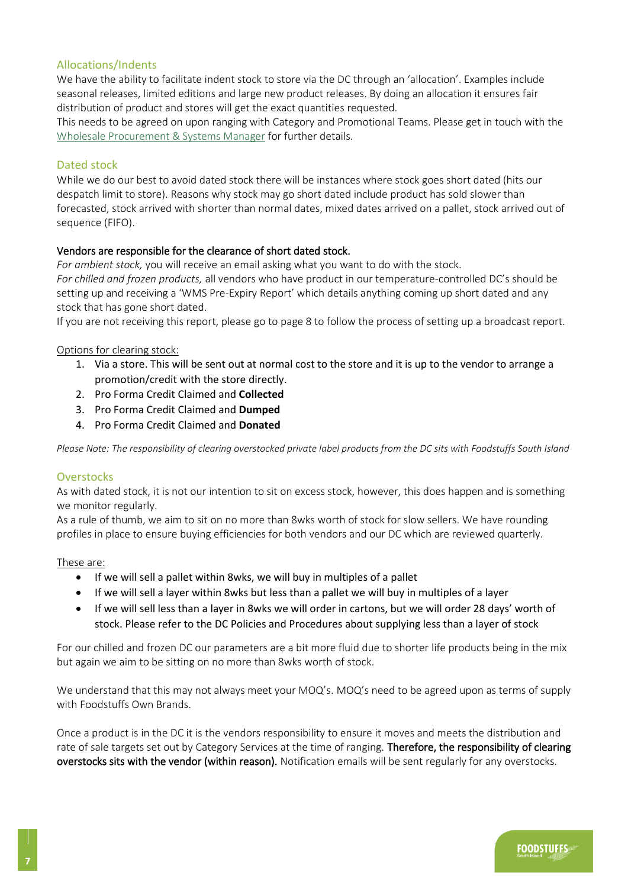## Allocations/Indents

We have the ability to facilitate indent stock to store via the DC through an 'allocation'. Examples include seasonal releases, limited editions and large new product releases. By doing an allocation it ensures fair distribution of product and stores will get the exact quantities requested.

This needs to be agreed on upon ranging with Category and Promotional Teams. Please get in touch with the Wholesale Procurement & Systems Manager for further details.

## Dated stock

While we do our best to avoid dated stock there will be instances where stock goes short dated (hits our despatch limit to store). Reasons why stock may go short dated include product has sold slower than forecasted, stock arrived with shorter than normal dates, mixed dates arrived on a pallet, stock arrived out of sequence (FIFO).

**Vendors are responsible for the clearance of short dated stock.**

*For ambient stock,* you will receive an email asking what you want to do with the stock.

*For chilled and frozen products,* all vendors who have product in our temperature-controlled DC's should be setting up and receiving a 'WMS Pre-Expiry Report' which details anything coming up short dated and any stock that has gone short dated.

If you are not receiving this report, please go to page 8 to follow the process of setting up a broadcast report.

Options for clearing stock:

1. Via a store. This will be sent out at normal cost to the store and it is up to the vendor to arrange a promotion/credit with the store directly.
2. Pro Forma Credit Claimed and **Collected**
3. Pro Forma Credit Claimed and **Dumped**
4. Pro Forma Credit Claimed and **Donated**

*Please Note: The responsibility of clearing overstocked private label products from the DC sits with Foodstuffs South Island*

## Overstocks

As with dated stock, it is not our intention to sit on excess stock, however, this does happen and is something we monitor regularly.

As a rule of thumb, we aim to sit on no more than 8wks worth of stock for slow sellers. We have rounding profiles in place to ensure buying efficiencies for both vendors and our DC which are reviewed quarterly.

These are:

- If we will sell a pallet within 8wks, we will buy in multiples of a pallet
- If we will sell a layer within 8wks but less than a pallet we will buy in multiples of a layer
- If we will sell less than a layer in 8wks we will order in cartons, but we will order 28 days' worth of stock. Please refer to the DC Policies and Procedures about supplying less than a layer of stock

For our chilled and frozen DC our parameters are a bit more fluid due to shorter life products being in the mix but again we aim to be sitting on no more than 8wks worth of stock.

We understand that this may not always meet your MOQ's. MOQ's need to be agreed upon as terms of supply with Foodstuffs Own Brands.

Once a product is in the DC it is the vendors responsibility to ensure it moves and meets the distribution and rate of sale targets set out by Category Services at the time of ranging. **Therefore, the responsibility of clearing overstocks sits with the vendor (within reason).** Notification emails will be sent regularly for any overstocks.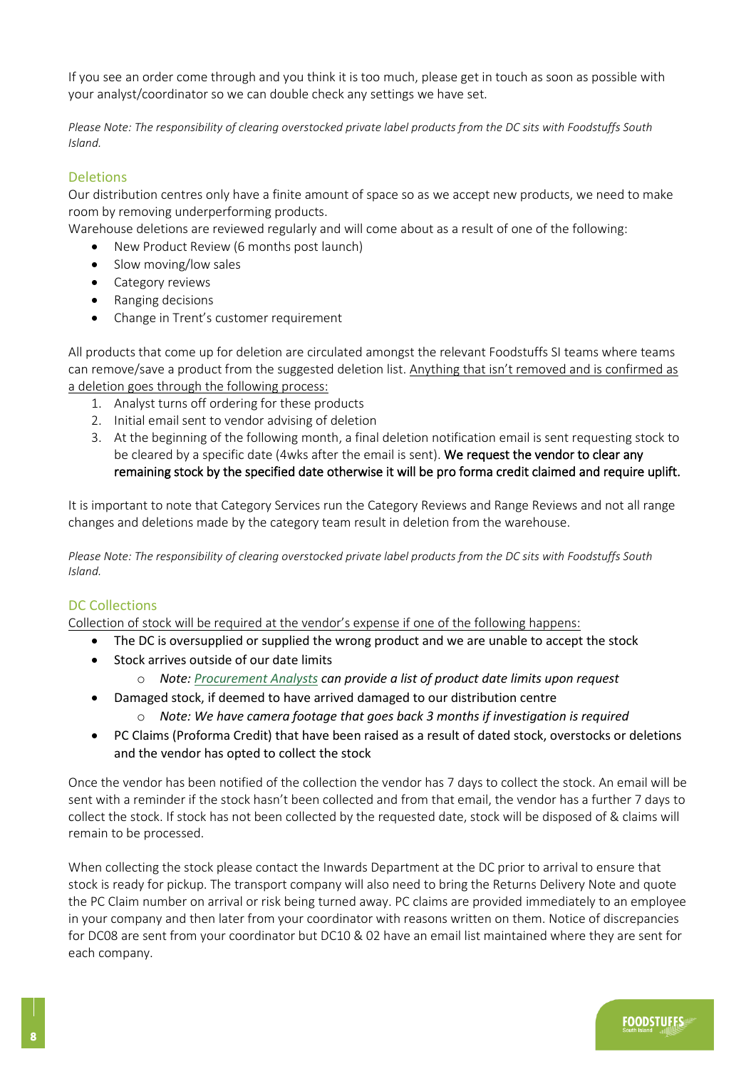If you see an order come through and you think it is too much, please get in touch as soon as possible with your analyst/coordinator so we can double check any settings we have set.

*Please Note: The responsibility of clearing overstocked private label products from the DC sits with Foodstuffs South Island.*

## Deletions

Our distribution centres only have a finite amount of space so as we accept new products, we need to make room by removing underperforming products.

Warehouse deletions are reviewed regularly and will come about as a result of one of the following:

- New Product Review (6 months post launch)
- Slow moving/low sales
- Category reviews
- Ranging decisions
- Change in Trent's customer requirement

All products that come up for deletion are circulated amongst the relevant Foodstuffs SI teams where teams can remove/save a product from the suggested deletion list. <u>Anything that isn't removed and is confirmed as a deletion goes through the following process:</u>

1. Analyst turns off ordering for these products
2. Initial email sent to vendor advising of deletion
3. At the beginning of the following month, a final deletion notification email is sent requesting stock to be cleared by a specific date (4wks after the email is sent). **We request the vendor to clear any remaining stock by the specified date otherwise it will be pro forma credit claimed and require uplift.**

It is important to note that Category Services run the Category Reviews and Range Reviews and not all range changes and deletions made by the category team result in deletion from the warehouse.

*Please Note: The responsibility of clearing overstocked private label products from the DC sits with Foodstuffs South Island.*

## DC Collections

<u>Collection of stock will be required at the vendor's expense if one of the following happens:</u>

- The DC is oversupplied or supplied the wrong product and we are unable to accept the stock
- Stock arrives outside of our date limits
  - *Note: Procurement Analysts can provide a list of product date limits upon request*
- Damaged stock, if deemed to have arrived damaged to our distribution centre
  - *Note: We have camera footage that goes back 3 months if investigation is required*
- PC Claims (Proforma Credit) that have been raised as a result of dated stock, overstocks or deletions and the vendor has opted to collect the stock

Once the vendor has been notified of the collection the vendor has 7 days to collect the stock. An email will be sent with a reminder if the stock hasn't been collected and from that email, the vendor has a further 7 days to collect the stock. If stock has not been collected by the requested date, stock will be disposed of & claims will remain to be processed.

When collecting the stock please contact the Inwards Department at the DC prior to arrival to ensure that stock is ready for pickup. The transport company will also need to bring the Returns Delivery Note and quote the PC Claim number on arrival or risk being turned away. PC claims are provided immediately to an employee in your company and then later from your coordinator with reasons written on them. Notice of discrepancies for DC08 are sent from your coordinator but DC10 & 02 have an email list maintained where they are sent for each company.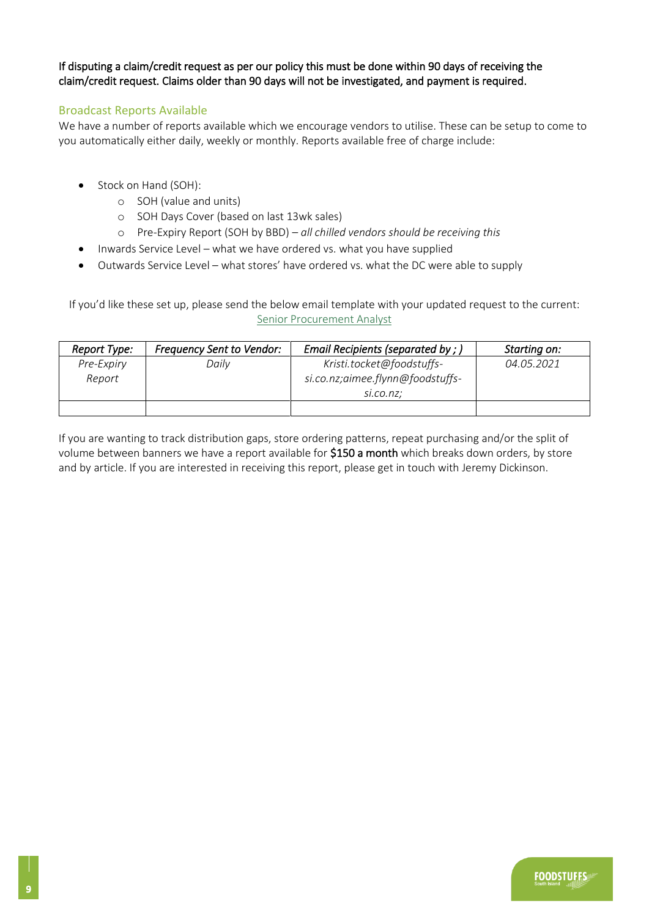**If disputing a claim/credit request as per our policy this must be done within 90 days of receiving the claim/credit request. Claims older than 90 days will not be investigated, and payment is required.**

## Broadcast Reports Available

We have a number of reports available which we encourage vendors to utilise. These can be setup to come to you automatically either daily, weekly or monthly. Reports available free of charge include:

- Stock on Hand (SOH):
  - SOH (value and units)
  - SOH Days Cover (based on last 13wk sales)
  - Pre-Expiry Report (SOH by BBD) – *all chilled vendors should be receiving this*
- Inwards Service Level – what we have ordered vs. what you have supplied
- Outwards Service Level – what stores' have ordered vs. what the DC were able to supply

If you'd like these set up, please send the below email template with your updated request to the current: [Senior Procurement Analyst]

| *Report Type:* | *Frequency Sent to Vendor:* | *Email Recipients (separated by ; )* | *Starting on:* |
|---|---|---|---|
| *Pre-Expiry Report* | *Daily* | *Kristi.tocket@foodstuffs-si.co.nz;aimee.flynn@foodstuffs-si.co.nz;* | *04.05.2021* |
| | | | |

If you are wanting to track distribution gaps, store ordering patterns, repeat purchasing and/or the split of volume between banners we have a report available for **$150 a month** which breaks down orders, by store and by article. If you are interested in receiving this report, please get in touch with Jeremy Dickinson.